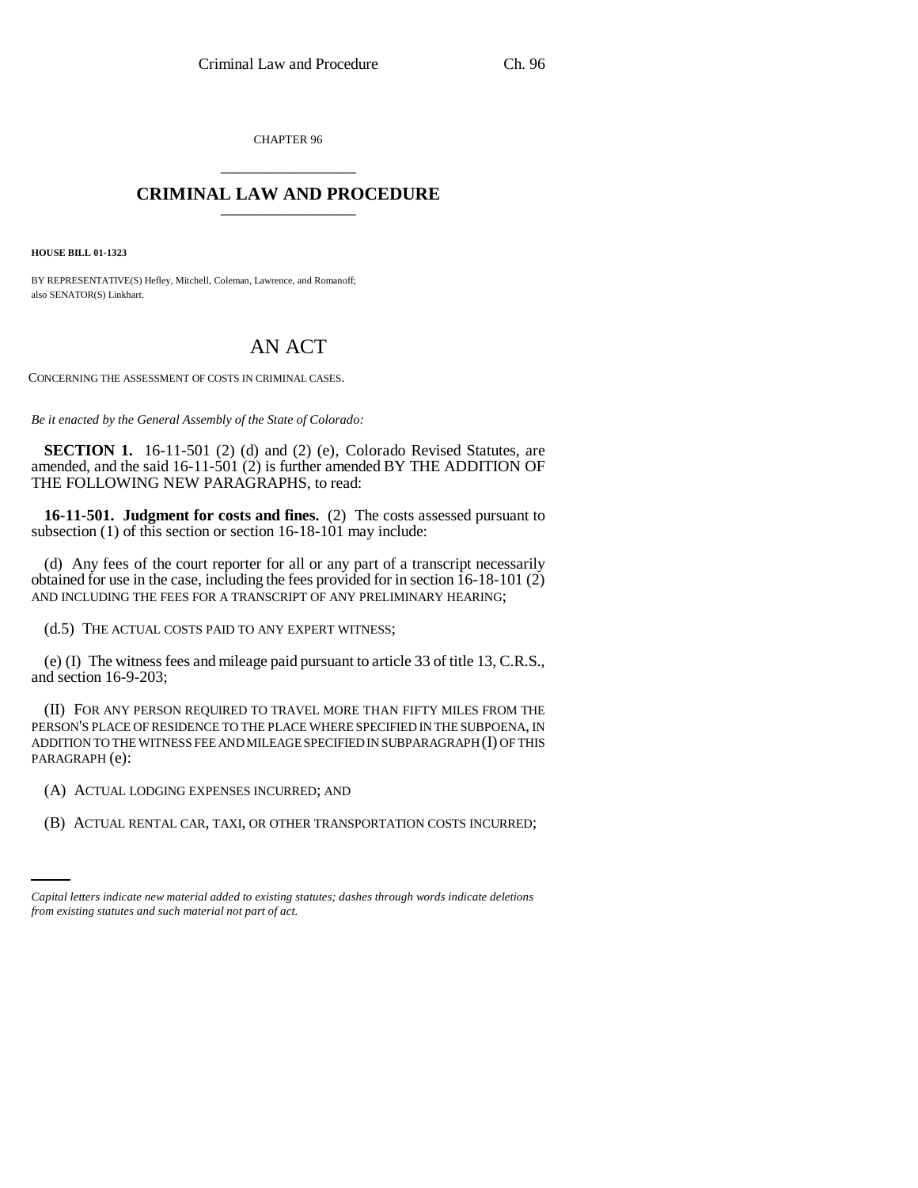CHAPTER 96

# CRIMINAL LAW AND PROCEDURE

**HOUSE BILL 01-1323**

BY REPRESENTATIVE(S) Hefley, Mitchell, Coleman, Lawrence, and Romanoff;
also SENATOR(S) Linkhart.

## AN ACT

CONCERNING THE ASSESSMENT OF COSTS IN CRIMINAL CASES.

*Be it enacted by the General Assembly of the State of Colorado:*

**SECTION 1.** 16-11-501 (2) (d) and (2) (e), Colorado Revised Statutes, are amended, and the said 16-11-501 (2) is further amended BY THE ADDITION OF THE FOLLOWING NEW PARAGRAPHS, to read:

**16-11-501. Judgment for costs and fines.** (2) The costs assessed pursuant to subsection (1) of this section or section 16-18-101 may include:

(d) Any fees of the court reporter for all or any part of a transcript necessarily obtained for use in the case, including the fees provided for in section 16-18-101 (2) AND INCLUDING THE FEES FOR A TRANSCRIPT OF ANY PRELIMINARY HEARING;

(d.5) THE ACTUAL COSTS PAID TO ANY EXPERT WITNESS;

(e) (I) The witness fees and mileage paid pursuant to article 33 of title 13, C.R.S., and section 16-9-203;

(II) FOR ANY PERSON REQUIRED TO TRAVEL MORE THAN FIFTY MILES FROM THE PERSON'S PLACE OF RESIDENCE TO THE PLACE WHERE SPECIFIED IN THE SUBPOENA, IN ADDITION TO THE WITNESS FEE AND MILEAGE SPECIFIED IN SUBPARAGRAPH (I) OF THIS PARAGRAPH (e):

(A) ACTUAL LODGING EXPENSES INCURRED; AND

(B) ACTUAL RENTAL CAR, TAXI, OR OTHER TRANSPORTATION COSTS INCURRED;

*Capital letters indicate new material added to existing statutes; dashes through words indicate deletions from existing statutes and such material not part of act.*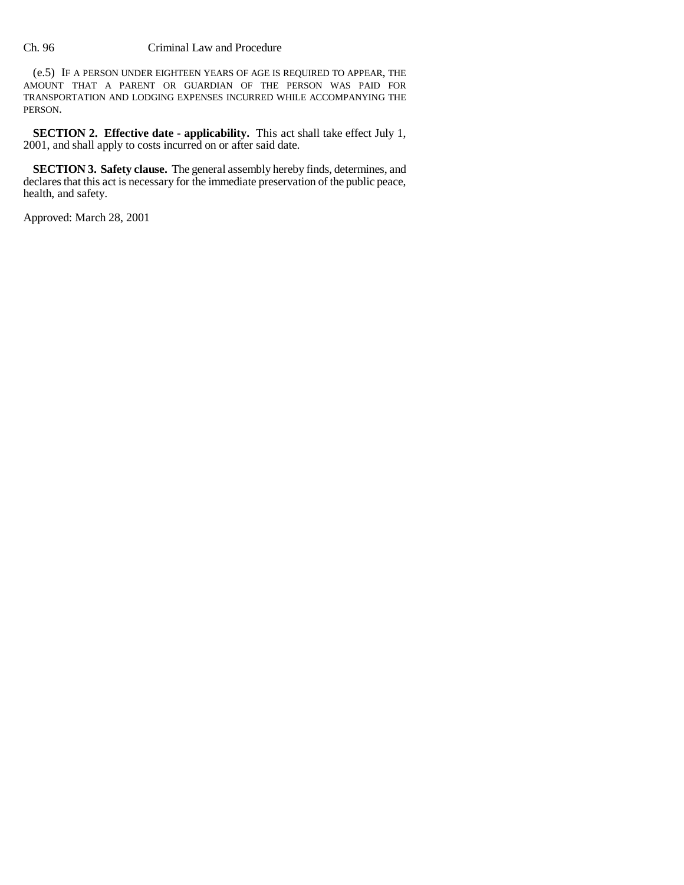(e.5) IF A PERSON UNDER EIGHTEEN YEARS OF AGE IS REQUIRED TO APPEAR, THE AMOUNT THAT A PARENT OR GUARDIAN OF THE PERSON WAS PAID FOR TRANSPORTATION AND LODGING EXPENSES INCURRED WHILE ACCOMPANYING THE PERSON.

**SECTION 2. Effective date - applicability.** This act shall take effect July 1, 2001, and shall apply to costs incurred on or after said date.

**SECTION 3. Safety clause.** The general assembly hereby finds, determines, and declares that this act is necessary for the immediate preservation of the public peace, health, and safety.

Approved: March 28, 2001